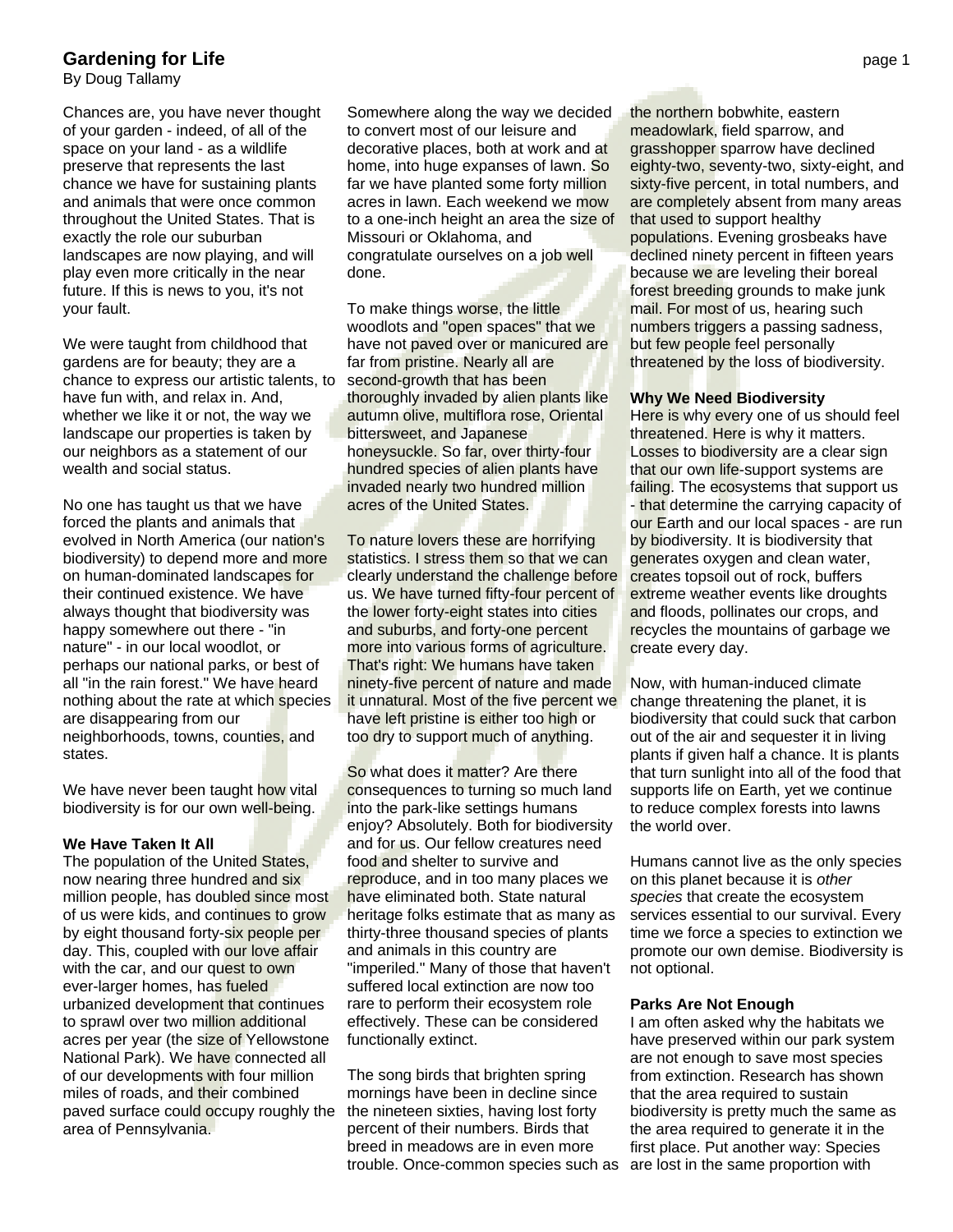# Gardening for Life

By Doug Tallamy

Chances are, you have never thought of your garden - indeed, of all of the space on your land - as a wildlife preserve that represents the last chance we have for sustaining plants and animals that were once common throughout the United States. That is exactly the role our suburban landscapes are now playing, and will play even more critically in the near future. If this is news to you, it's not your fault.

We were taught from childhood that gardens are for beauty; they are a chance to express our artistic talents, to have fun with, and relax in. And, whether we like it or not, the way we landscape our properties is taken by our neighbors as a statement of our wealth and social status.

No one has taught us that we have forced the plants and animals that evolved in North America (our nation's biodiversity) to depend more and more on human-dominated landscapes for their continued existence. We have always thought that biodiversity was happy somewhere out there - "in nature" - in our local woodlot, or perhaps our national parks, or best of all "in the rain forest." We have heard nothing about the rate at which species are disappearing from our neighborhoods, towns, counties, and states.

We have never been taught how vital biodiversity is for our own well-being.

**We Have Taken It All**

The population of the United States, now nearing three hundred and six million people, has doubled since most of us were kids, and continues to grow by eight thousand forty-six people per day. This, coupled with our love affair with the car, and our quest to own ever-larger homes, has fueled urbanized development that continues to sprawl over two million additional acres per year (the size of Yellowstone National Park). We have connected all of our developments with four million miles of roads, and their combined paved surface could occupy roughly the area of Pennsylvania.

Somewhere along the way we decided to convert most of our leisure and decorative places, both at work and at home, into huge expanses of lawn. So far we have planted some forty million acres in lawn. Each weekend we mow to a one-inch height an area the size of Missouri or Oklahoma, and congratulate ourselves on a job well done.

To make things worse, the little woodlots and "open spaces" that we have not paved over or manicured are far from pristine. Nearly all are second-growth that has been thoroughly invaded by alien plants like autumn olive, multiflora rose, Oriental bittersweet, and Japanese honeysuckle. So far, over thirty-four hundred species of alien plants have invaded nearly two hundred million acres of the United States.

To nature lovers these are horrifying statistics. I stress them so that we can clearly understand the challenge before us. We have turned fifty-four percent of the lower forty-eight states into cities and suburbs, and forty-one percent more into various forms of agriculture. That's right: We humans have taken ninety-five percent of nature and made it unnatural. Most of the five percent we have left pristine is either too high or too dry to support much of anything.

So what does it matter? Are there consequences to turning so much land into the park-like settings humans enjoy? Absolutely. Both for biodiversity and for us. Our fellow creatures need food and shelter to survive and reproduce, and in too many places we have eliminated both. State natural heritage folks estimate that as many as thirty-three thousand species of plants and animals in this country are "imperiled." Many of those that haven't suffered local extinction are now too rare to perform their ecosystem role effectively. These can be considered functionally extinct.

The song birds that brighten spring mornings have been in decline since the nineteen sixties, having lost forty percent of their numbers. Birds that breed in meadows are in even more trouble. Once-common species such as the northern bobwhite, eastern meadowlark, field sparrow, and grasshopper sparrow have declined eighty-two, seventy-two, sixty-eight, and sixty-five percent, in total numbers, and are completely absent from many areas that used to support healthy populations. Evening grosbeaks have declined ninety percent in fifteen years because we are leveling their boreal forest breeding grounds to make junk mail. For most of us, hearing such numbers triggers a passing sadness, but few people feel personally threatened by the loss of biodiversity.

**Why We Need Biodiversity**

Here is why every one of us should feel threatened. Here is why it matters. Losses to biodiversity are a clear sign that our own life-support systems are failing. The ecosystems that support us - that determine the carrying capacity of our Earth and our local spaces - are run by biodiversity. It is biodiversity that generates oxygen and clean water, creates topsoil out of rock, buffers extreme weather events like droughts and floods, pollinates our crops, and recycles the mountains of garbage we create every day.

Now, with human-induced climate change threatening the planet, it is biodiversity that could suck that carbon out of the air and sequester it in living plants if given half a chance. It is plants that turn sunlight into all of the food that supports life on Earth, yet we continue to reduce complex forests into lawns the world over.

Humans cannot live as the only species on this planet because it is *other species* that create the ecosystem services essential to our survival. Every time we force a species to extinction we promote our own demise. Biodiversity is not optional.

**Parks Are Not Enough**

I am often asked why the habitats we have preserved within our park system are not enough to save most species from extinction. Research has shown that the area required to sustain biodiversity is pretty much the same as the area required to generate it in the first place. Put another way: Species are lost in the same proportion with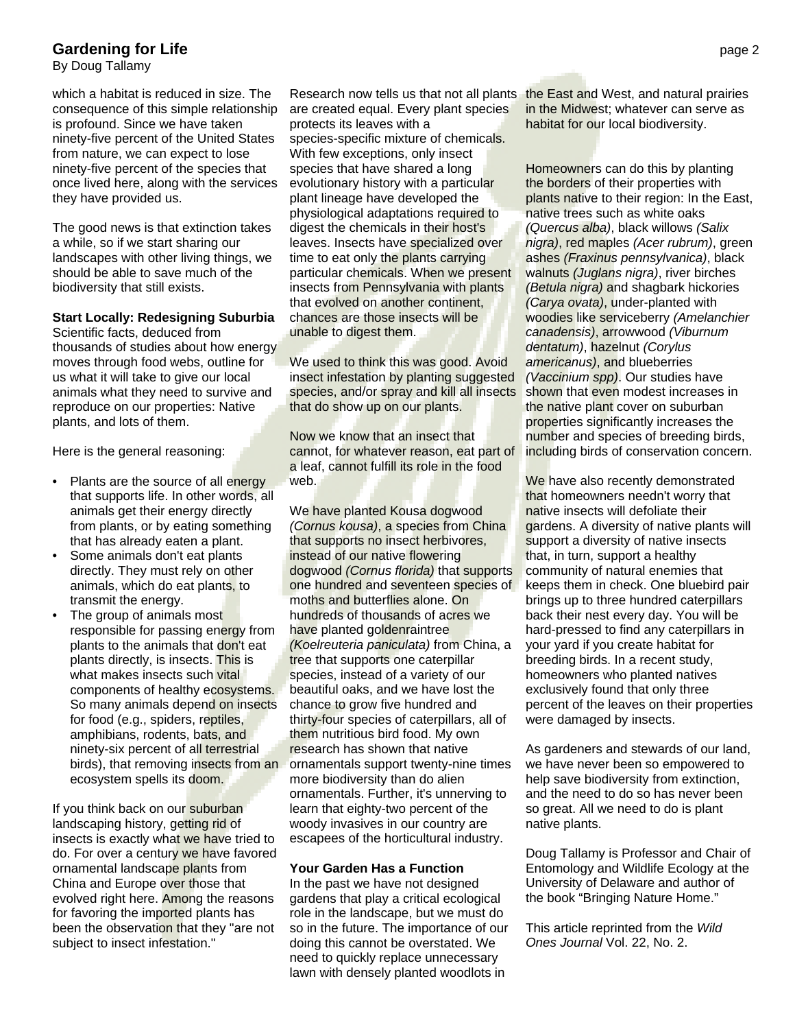which a habitat is reduced in size. The consequence of this simple relationship is profound. Since we have taken ninety-five percent of the United States from nature, we can expect to lose ninety-five percent of the species that once lived here, along with the services they have provided us.

The good news is that extinction takes a while, so if we start sharing our landscapes with other living things, we should be able to save much of the biodiversity that still exists.

**Start Locally: Redesigning Suburbia**
Scientific facts, deduced from thousands of studies about how energy moves through food webs, outline for us what it will take to give our local animals what they need to survive and reproduce on our properties: Native plants, and lots of them.

Here is the general reasoning:

- Plants are the source of all energy that supports life. In other words, all animals get their energy directly from plants, or by eating something that has already eaten a plant.
- Some animals don't eat plants directly. They must rely on other animals, which do eat plants, to transmit the energy.
- The group of animals most responsible for passing energy from plants to the animals that don't eat plants directly, is insects. This is what makes insects such vital components of healthy ecosystems. So many animals depend on insects for food (e.g., spiders, reptiles, amphibians, rodents, bats, and ninety-six percent of all terrestrial birds), that removing insects from an ecosystem spells its doom.

If you think back on our suburban landscaping history, getting rid of insects is exactly what we have tried to do. For over a century we have favored ornamental landscape plants from China and Europe over those that evolved right here. Among the reasons for favoring the imported plants has been the observation that they "are not subject to insect infestation."

Research now tells us that not all plants are created equal. Every plant species protects its leaves with a species-specific mixture of chemicals. With few exceptions, only insect species that have shared a long evolutionary history with a particular plant lineage have developed the physiological adaptations required to digest the chemicals in their host's leaves. Insects have specialized over time to eat only the plants carrying particular chemicals. When we present insects from Pennsylvania with plants that evolved on another continent, chances are those insects will be unable to digest them.

We used to think this was good. Avoid insect infestation by planting suggested species, and/or spray and kill all insects that do show up on our plants.

Now we know that an insect that cannot, for whatever reason, eat part of a leaf, cannot fulfill its role in the food web.

We have planted Kousa dogwood *(Cornus kousa)*, a species from China that supports no insect herbivores, instead of our native flowering dogwood *(Cornus florida)* that supports one hundred and seventeen species of moths and butterflies alone. On hundreds of thousands of acres we have planted goldenraintree *(Koelreuteria paniculata)* from China, a tree that supports one caterpillar species, instead of a variety of our beautiful oaks, and we have lost the chance to grow five hundred and thirty-four species of caterpillars, all of them nutritious bird food. My own research has shown that native ornamentals support twenty-nine times more biodiversity than do alien ornamentals. Further, it's unnerving to learn that eighty-two percent of the woody invasives in our country are escapees of the horticultural industry.

**Your Garden Has a Function**
In the past we have not designed gardens that play a critical ecological role in the landscape, but we must do so in the future. The importance of our doing this cannot be overstated. We need to quickly replace unnecessary lawn with densely planted woodlots in the East and West, and natural prairies in the Midwest; whatever can serve as habitat for our local biodiversity.

Homeowners can do this by planting the borders of their properties with plants native to their region: In the East, native trees such as white oaks *(Quercus alba)*, black willows *(Salix nigra)*, red maples *(Acer rubrum)*, green ashes *(Fraxinus pennsylvanica)*, black walnuts *(Juglans nigra)*, river birches *(Betula nigra)* and shagbark hickories *(Carya ovata)*, under-planted with woodies like serviceberry *(Amelanchier canadensis)*, arrowwood *(Viburnum dentatum)*, hazelnut *(Corylus americanus)*, and blueberries *(Vaccinium spp)*. Our studies have shown that even modest increases in the native plant cover on suburban properties significantly increases the number and species of breeding birds, including birds of conservation concern.

We have also recently demonstrated that homeowners needn't worry that native insects will defoliate their gardens. A diversity of native plants will support a diversity of native insects that, in turn, support a healthy community of natural enemies that keeps them in check. One bluebird pair brings up to three hundred caterpillars back their nest every day. You will be hard-pressed to find any caterpillars in your yard if you create habitat for breeding birds. In a recent study, homeowners who planted natives exclusively found that only three percent of the leaves on their properties were damaged by insects.

As gardeners and stewards of our land, we have never been so empowered to help save biodiversity from extinction, and the need to do so has never been so great. All we need to do is plant native plants.

Doug Tallamy is Professor and Chair of Entomology and Wildlife Ecology at the University of Delaware and author of the book "Bringing Nature Home."

This article reprinted from the *Wild Ones Journal* Vol. 22, No. 2.